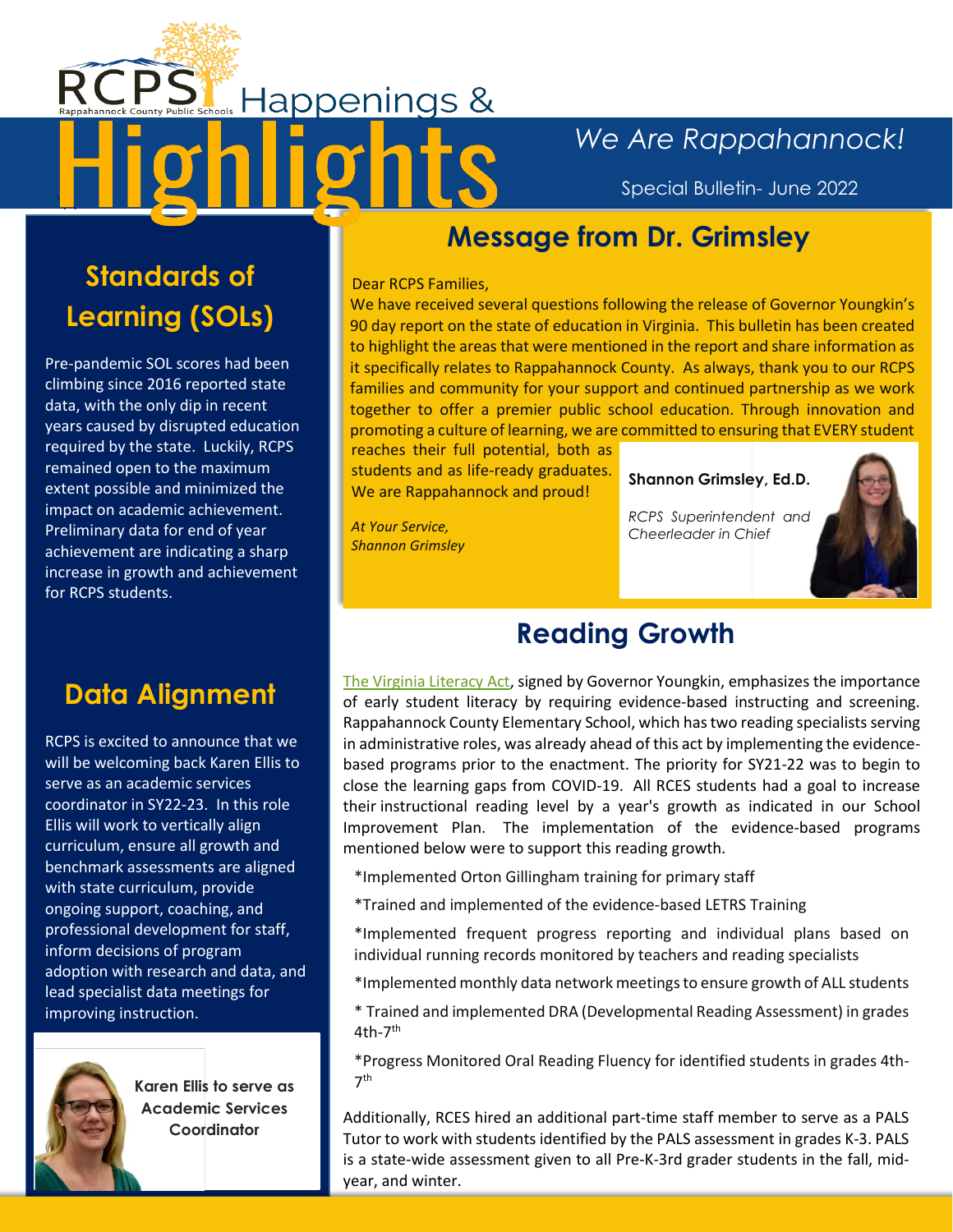# RCPS Happenings & Highlights

*We Are Rappahannock!*

Special Bulletin- June 2022

## Message from Dr. Grimsley

Dear RCPS Families,

We have received several questions following the release of Governor Youngkin's 90 day report on the state of education in Virginia. This bulletin has been created to highlight the areas that were mentioned in the report and share information as it specifically relates to Rappahannock County. As always, thank you to our RCPS families and community for your support and continued partnership as we work together to offer a premier public school education. Through innovation and promoting a culture of learning, we are committed to ensuring that EVERY student reaches their full potential, both as students and as life-ready graduates. We are Rappahannock and proud!

*At Your Service,*
*Shannon Grimsley*

**Shannon Grimsley, Ed.D.**

*RCPS Superintendent and Cheerleader in Chief*

## Standards of Learning (SOLs)

Pre-pandemic SOL scores had been climbing since 2016 reported state data, with the only dip in recent years caused by disrupted education required by the state. Luckily, RCPS remained open to the maximum extent possible and minimized the impact on academic achievement. Preliminary data for end of year achievement are indicating a sharp increase in growth and achievement for RCPS students.

## Data Alignment

RCPS is excited to announce that we will be welcoming back Karen Ellis to serve as an academic services coordinator in SY22-23. In this role Ellis will work to vertically align curriculum, ensure all growth and benchmark assessments are aligned with state curriculum, provide ongoing support, coaching, and professional development for staff, inform decisions of program adoption with research and data, and lead specialist data meetings for improving instruction.

**Karen Ellis to serve as Academic Services Coordinator**

## Reading Growth

The Virginia Literacy Act, signed by Governor Youngkin, emphasizes the importance of early student literacy by requiring evidence-based instructing and screening. Rappahannock County Elementary School, which has two reading specialists serving in administrative roles, was already ahead of this act by implementing the evidence-based programs prior to the enactment. The priority for SY21-22 was to begin to close the learning gaps from COVID-19. All RCES students had a goal to increase their instructional reading level by a year's growth as indicated in our School Improvement Plan. The implementation of the evidence-based programs mentioned below were to support this reading growth.

*Implemented Orton Gillingham training for primary staff

*Trained and implemented of the evidence-based LETRS Training

*Implemented frequent progress reporting and individual plans based on individual running records monitored by teachers and reading specialists

*Implemented monthly data network meetings to ensure growth of ALL students

* Trained and implemented DRA (Developmental Reading Assessment) in grades 4th-7th

*Progress Monitored Oral Reading Fluency for identified students in grades 4th-7th

Additionally, RCES hired an additional part-time staff member to serve as a PALS Tutor to work with students identified by the PALS assessment in grades K-3. PALS is a state-wide assessment given to all Pre-K-3rd grader students in the fall, mid-year, and winter.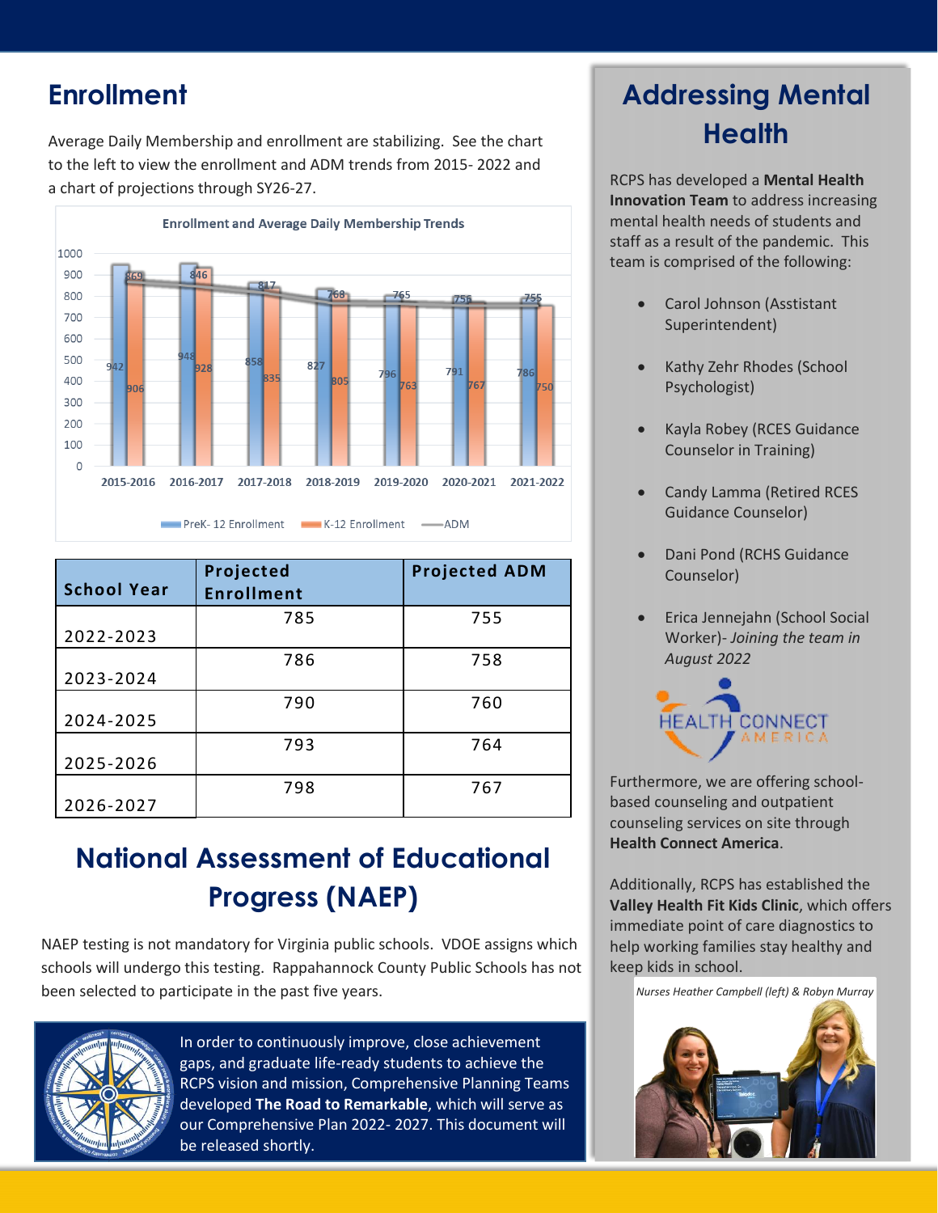## Enrollment

Average Daily Membership and enrollment are stabilizing. See the chart to the left to view the enrollment and ADM trends from 2015- 2022 and a chart of projections through SY26-27.

Enrollment and Average Daily Membership Trends

1000
900
800
700
600
500
400
300
200
100
0

2015-2016: 942, 906, 869
2016-2017: 948, 928, 846
2017-2018: 858, 835, 817
2018-2019: 827, 805, 768
2019-2020: 796, 763, 765
2020-2021: 791, 767, 756
2021-2022: 786, 750, 755

PreK- 12 Enrollment — K-12 Enrollment — ADM

| School Year | Projected Enrollment | Projected ADM |
|---|---|---|
| 2022-2023 | 785 | 755 |
| 2023-2024 | 786 | 758 |
| 2024-2025 | 790 | 760 |
| 2025-2026 | 793 | 764 |
| 2026-2027 | 798 | 767 |

## National Assessment of Educational Progress (NAEP)

NAEP testing is not mandatory for Virginia public schools. VDOE assigns which schools will undergo this testing. Rappahannock County Public Schools has not been selected to participate in the past five years.

In order to continuously improve, close achievement gaps, and graduate life-ready students to achieve the RCPS vision and mission, Comprehensive Planning Teams developed **The Road to Remarkable**, which will serve as our Comprehensive Plan 2022- 2027. This document will be released shortly.

## Addressing Mental Health

RCPS has developed a **Mental Health Innovation Team** to address increasing mental health needs of students and staff as a result of the pandemic. This team is comprised of the following:

- Carol Johnson (Asstistant Superintendent)
- Kathy Zehr Rhodes (School Psychologist)
- Kayla Robey (RCES Guidance Counselor in Training)
- Candy Lamma (Retired RCES Guidance Counselor)
- Dani Pond (RCHS Guidance Counselor)
- Erica Jennejahn (School Social Worker)- *Joining the team in August 2022*

HEALTH CONNECT AMERICA

Furthermore, we are offering school-based counseling and outpatient counseling services on site through **Health Connect America**.

Additionally, RCPS has established the **Valley Health Fit Kids Clinic**, which offers immediate point of care diagnostics to help working families stay healthy and keep kids in school.

*Nurses Heather Campbell (left) & Robyn Murray*